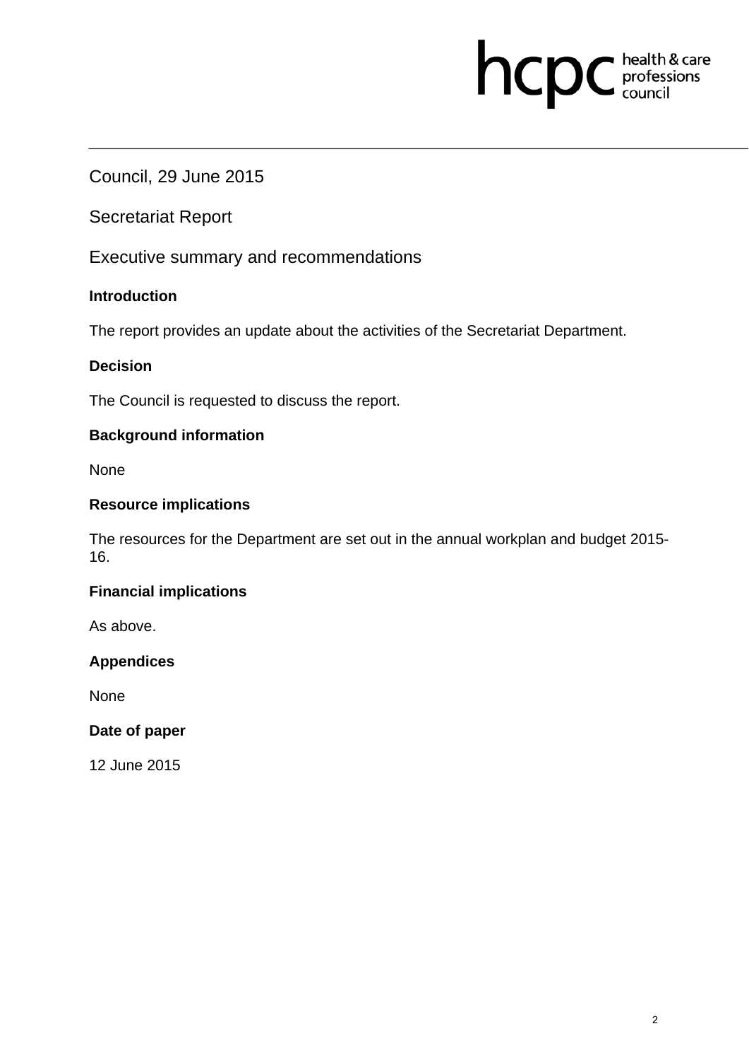hcpc health & care professions council

Council, 29 June 2015

Secretariat Report

Executive summary and recommendations

**Introduction**

The report provides an update about the activities of the Secretariat Department.

**Decision**

The Council is requested to discuss the report.

**Background information**

None

**Resource implications**

The resources for the Department are set out in the annual workplan and budget 2015-16.

**Financial implications**

As above.

**Appendices**

None

**Date of paper**

12 June 2015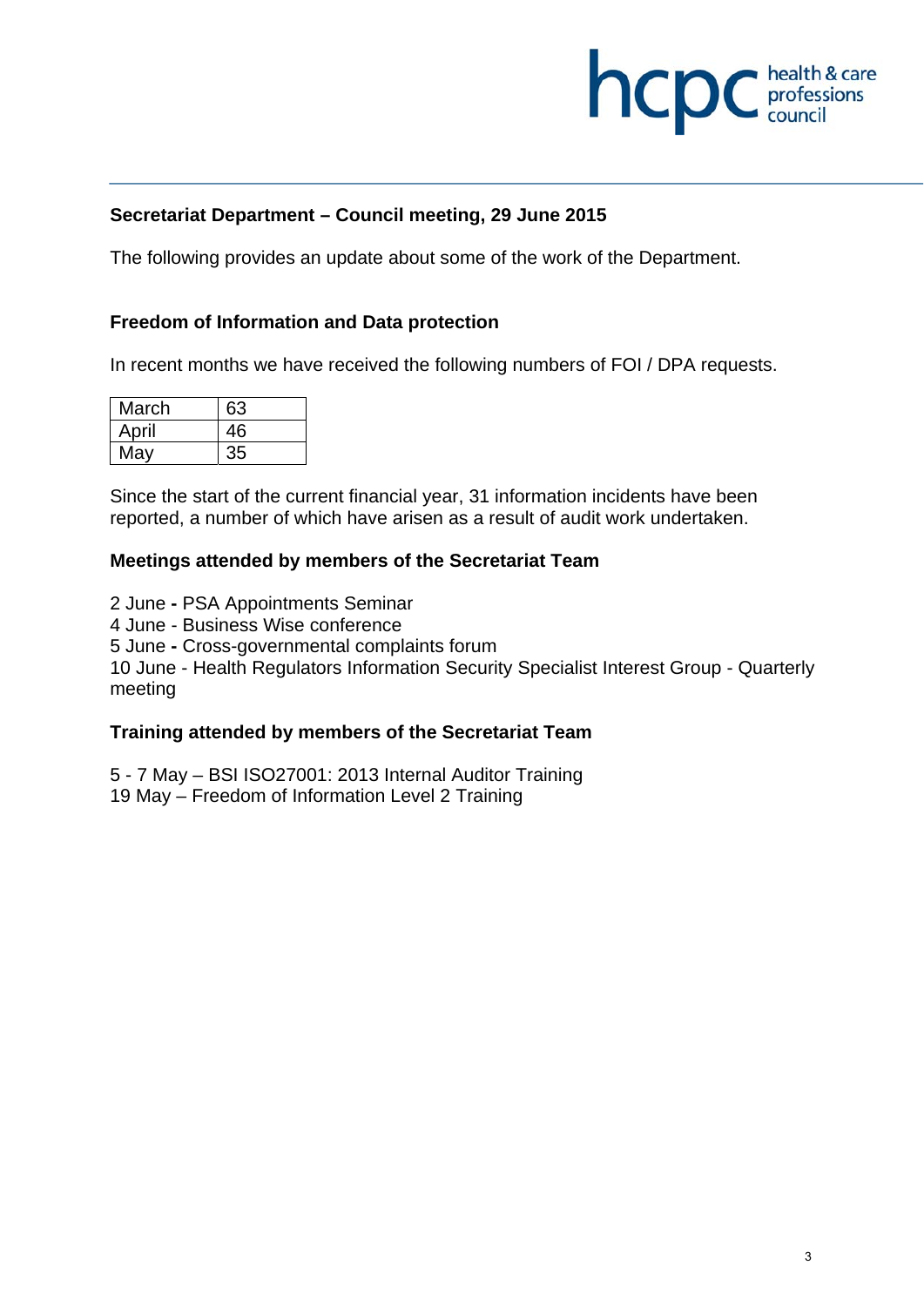**Secretariat Department – Council meeting, 29 June 2015**

The following provides an update about some of the work of the Department.

**Freedom of Information and Data protection**

In recent months we have received the following numbers of FOI / DPA requests.

| | |
|---|---|
| March | 63 |
| April | 46 |
| May | 35 |

Since the start of the current financial year, 31 information incidents have been reported, a number of which have arisen as a result of audit work undertaken.

**Meetings attended by members of the Secretariat Team**

2 June **-** PSA Appointments Seminar
4 June - Business Wise conference
5 June **-** Cross-governmental complaints forum
10 June - Health Regulators Information Security Specialist Interest Group - Quarterly meeting

**Training attended by members of the Secretariat Team**

5 - 7 May – BSI ISO27001: 2013 Internal Auditor Training
19 May – Freedom of Information Level 2 Training